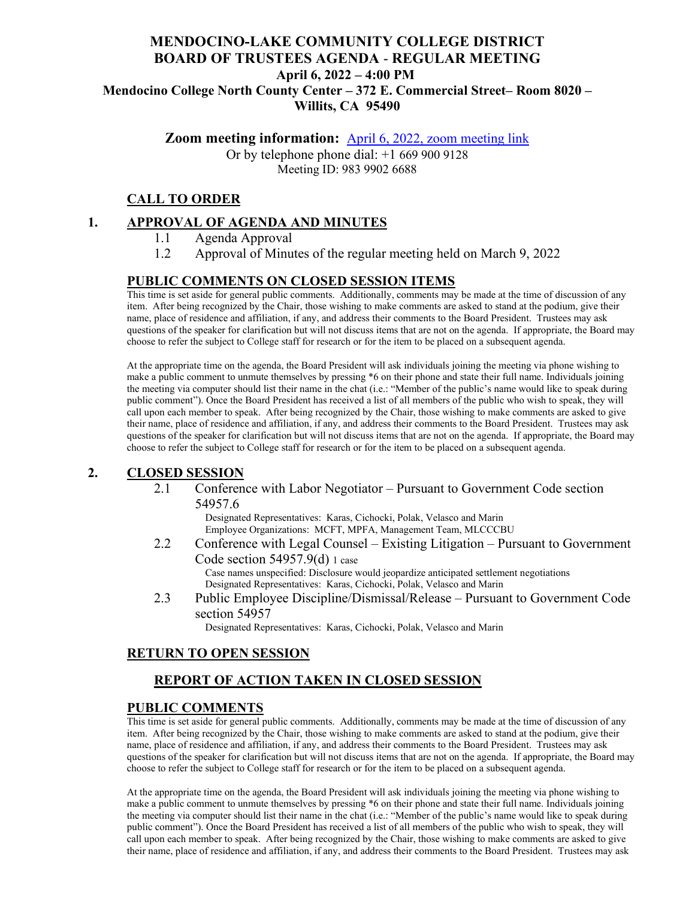# MENDOCINO-LAKE COMMUNITY COLLEGE DISTRICT
# BOARD OF TRUSTEES AGENDA - REGULAR MEETING

**April 6, 2022 – 4:00 PM**

**Mendocino College North County Center – 372 E. Commercial Street– Room 8020 – Willits, CA 95490**

**Zoom meeting information:** [April 6, 2022, zoom meeting link]

Or by telephone phone dial: +1 669 900 9128

Meeting ID: 983 9902 6688

## CALL TO ORDER

## 1. APPROVAL OF AGENDA AND MINUTES

1.1 Agenda Approval

1.2 Approval of Minutes of the regular meeting held on March 9, 2022

## PUBLIC COMMENTS ON CLOSED SESSION ITEMS

This time is set aside for general public comments. Additionally, comments may be made at the time of discussion of any item. After being recognized by the Chair, those wishing to make comments are asked to stand at the podium, give their name, place of residence and affiliation, if any, and address their comments to the Board President. Trustees may ask questions of the speaker for clarification but will not discuss items that are not on the agenda. If appropriate, the Board may choose to refer the subject to College staff for research or for the item to be placed on a subsequent agenda.

At the appropriate time on the agenda, the Board President will ask individuals joining the meeting via phone wishing to make a public comment to unmute themselves by pressing *6 on their phone and state their full name. Individuals joining the meeting via computer should list their name in the chat (i.e.: "Member of the public's name would like to speak during public comment"). Once the Board President has received a list of all members of the public who wish to speak, they will call upon each member to speak. After being recognized by the Chair, those wishing to make comments are asked to give their name, place of residence and affiliation, if any, and address their comments to the Board President. Trustees may ask questions of the speaker for clarification but will not discuss items that are not on the agenda. If appropriate, the Board may choose to refer the subject to College staff for research or for the item to be placed on a subsequent agenda.

## 2. CLOSED SESSION

2.1 Conference with Labor Negotiator – Pursuant to Government Code section 54957.6

Designated Representatives: Karas, Cichocki, Polak, Velasco and Marin
Employee Organizations: MCFT, MPFA, Management Team, MLCCCBU

2.2 Conference with Legal Counsel – Existing Litigation – Pursuant to Government Code section 54957.9(d) 1 case

Case names unspecified: Disclosure would jeopardize anticipated settlement negotiations
Designated Representatives: Karas, Cichocki, Polak, Velasco and Marin

2.3 Public Employee Discipline/Dismissal/Release – Pursuant to Government Code section 54957

Designated Representatives: Karas, Cichocki, Polak, Velasco and Marin

## RETURN TO OPEN SESSION

### REPORT OF ACTION TAKEN IN CLOSED SESSION

## PUBLIC COMMENTS

This time is set aside for general public comments. Additionally, comments may be made at the time of discussion of any item. After being recognized by the Chair, those wishing to make comments are asked to stand at the podium, give their name, place of residence and affiliation, if any, and address their comments to the Board President. Trustees may ask questions of the speaker for clarification but will not discuss items that are not on the agenda. If appropriate, the Board may choose to refer the subject to College staff for research or for the item to be placed on a subsequent agenda.

At the appropriate time on the agenda, the Board President will ask individuals joining the meeting via phone wishing to make a public comment to unmute themselves by pressing *6 on their phone and state their full name. Individuals joining the meeting via computer should list their name in the chat (i.e.: "Member of the public's name would like to speak during public comment"). Once the Board President has received a list of all members of the public who wish to speak, they will call upon each member to speak. After being recognized by the Chair, those wishing to make comments are asked to give their name, place of residence and affiliation, if any, and address their comments to the Board President. Trustees may ask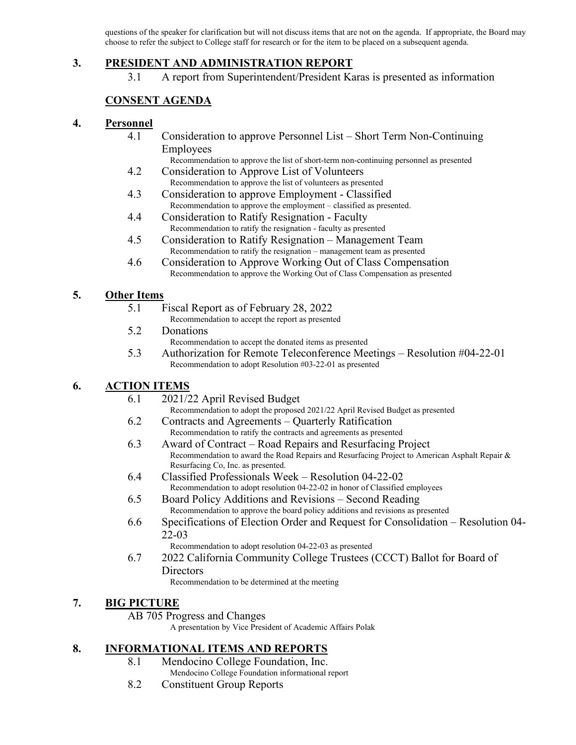questions of the speaker for clarification but will not discuss items that are not on the agenda. If appropriate, the Board may choose to refer the subject to College staff for research or for the item to be placed on a subsequent agenda.

## 3. PRESIDENT AND ADMINISTRATION REPORT

3.1 A report from Superintendent/President Karas is presented as information

## CONSENT AGENDA

## 4. Personnel

4.1 Consideration to approve Personnel List – Short Term Non-Continuing Employees
Recommendation to approve the list of short-term non-continuing personnel as presented

4.2 Consideration to Approve List of Volunteers
Recommendation to approve the list of volunteers as presented

4.3 Consideration to approve Employment - Classified
Recommendation to approve the employment – classified as presented.

4.4 Consideration to Ratify Resignation - Faculty
Recommendation to ratify the resignation - faculty as presented

4.5 Consideration to Ratify Resignation – Management Team
Recommendation to ratify the resignation – management team as presented

4.6 Consideration to Approve Working Out of Class Compensation
Recommendation to approve the Working Out of Class Compensation as presented

## 5. Other Items

5.1 Fiscal Report as of February 28, 2022
Recommendation to accept the report as presented

5.2 Donations
Recommendation to accept the donated items as presented

5.3 Authorization for Remote Teleconference Meetings – Resolution #04-22-01
Recommendation to adopt Resolution #03-22-01 as presented

## 6. ACTION ITEMS

6.1 2021/22 April Revised Budget
Recommendation to adopt the proposed 2021/22 April Revised Budget as presented

6.2 Contracts and Agreements – Quarterly Ratification
Recommendation to ratify the contracts and agreements as presented

6.3 Award of Contract – Road Repairs and Resurfacing Project
Recommendation to award the Road Repairs and Resurfacing Project to American Asphalt Repair & Resurfacing Co, Inc. as presented.

6.4 Classified Professionals Week – Resolution 04-22-02
Recommendation to adopt resolution 04-22-02 in honor of Classified employees

6.5 Board Policy Additions and Revisions – Second Reading
Recommendation to approve the board policy additions and revisions as presented

6.6 Specifications of Election Order and Request for Consolidation – Resolution 04-22-03
Recommendation to adopt resolution 04-22-03 as presented

6.7 2022 California Community College Trustees (CCCT) Ballot for Board of Directors
Recommendation to be determined at the meeting

## 7. BIG PICTURE

AB 705 Progress and Changes
A presentation by Vice President of Academic Affairs Polak

## 8. INFORMATIONAL ITEMS AND REPORTS

8.1 Mendocino College Foundation, Inc.
Mendocino College Foundation informational report

8.2 Constituent Group Reports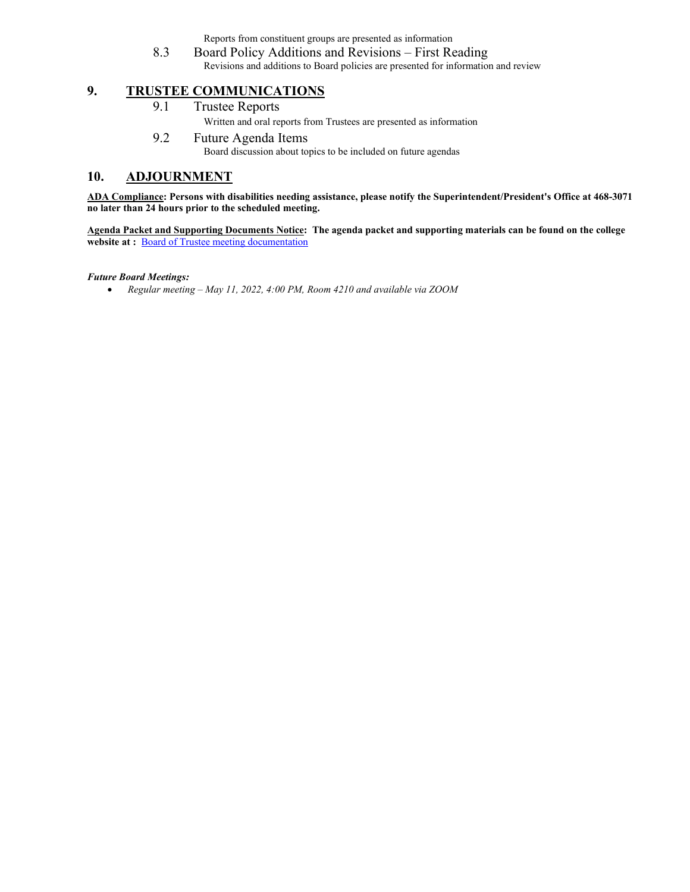Reports from constituent groups are presented as information

8.3 Board Policy Additions and Revisions – First Reading

Revisions and additions to Board policies are presented for information and review

## 9. TRUSTEE COMMUNICATIONS

9.1 Trustee Reports

Written and oral reports from Trustees are presented as information

9.2 Future Agenda Items

Board discussion about topics to be included on future agendas

## 10. ADJOURNMENT

**ADA Compliance: Persons with disabilities needing assistance, please notify the Superintendent/President's Office at 468-3071 no later than 24 hours prior to the scheduled meeting.**

**Agenda Packet and Supporting Documents Notice: The agenda packet and supporting materials can be found on the college website at :** Board of Trustee meeting documentation

***Future Board Meetings:***

- *Regular meeting – May 11, 2022, 4:00 PM, Room 4210 and available via ZOOM*